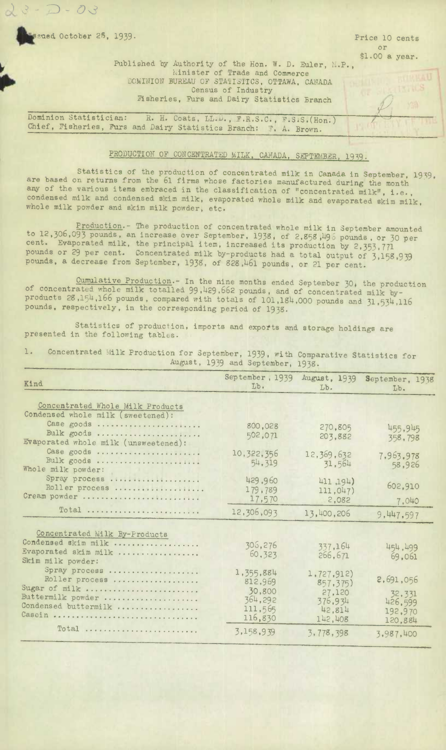23-D-03

Issued October 25, 1939.

Price 10 cents
or
$1.00 a year.

Published by Authority of the Hon. W. D. Euler, M.P.,
Minister of Trade and Commerce
DOMINION BUREAU OF STATISTICS, OTTAWA, CANADA
Census of Industry
Fisheries, Furs and Dairy Statistics Branch

Dominion Statistician: R. H. Coats, LL.D., F.R.S.C., F.S.S.(Hon.)
Chief, Fisheries, Furs and Dairy Statistics Branch: F. A. Brown.

## PRODUCTION OF CONCENTRATED MILK, CANADA, SEPTEMBER, 1939.

Statistics of the production of concentrated milk in Canada in September, 1939, are based on returns from the 61 firms whose factories manufactured during the month any of the various items embraced in the classification of "concentrated milk", i.e., condensed milk and condensed skim milk, evaporated whole milk and evaporated skim milk, whole milk powder and skim milk powder, etc.

Production.- The production of concentrated whole milk in September amounted to 12,306,093 pounds, an increase over September, 1938, of 2,858,496 pounds, or 30 per cent. Evaporated milk, the principal item, increased its production by 2,353,771 pounds or 29 per cent. Concentrated milk by-products had a total output of 3,158,939 pounds, a decrease from September, 1938, of 828,461 pounds, or 21 per cent.

Cumulative Production.- In the nine months ended September 30, the production of concentrated whole milk totalled 99,429,662 pounds, and of concentrated milk by-products 28,154,166 pounds, compared with totals of 101,184,000 pounds and 31,534,116 pounds, respectively, in the corresponding period of 1938.

Statistics of production, imports and exports and storage holdings are presented in the following tables.

1. Concentrated Milk Production for September, 1939, with Comparative Statistics for August, 1939 and September, 1938.

| Kind | September, 1939 Lb. | August, 1939 Lb. | September, 1938 Lb. |
|---|---|---|---|
| Concentrated Whole Milk Products | | | |
| Condensed whole milk (sweetened): | | | |
| Case goods | 800,028 | 270,805 | 455,945 |
| Bulk goods | 502,071 | 203,882 | 358,798 |
| Evaporated whole milk (unsweetened): | | | |
| Case goods | 10,322,356 | 12,369,632 | 7,963,978 |
| Bulk goods | 54,319 | 31,564 | 58,926 |
| Whole milk powder: | | | |
| Spray process | 429,960 | 411,194) | 602,910 |
| Roller process | 179,789 | 111,047) | |
| Cream powder | 17,570 | 2,082 | 7,040 |
| Total | 12,306,093 | 13,400,206 | 9,447,597 |
| Concentrated Milk By-Products | | | |
| Condensed skim milk | 306,276 | 337,164 | 454,499 |
| Evaporated skim milk | 60,323 | 266,671 | 69,061 |
| Skim milk powder: | | | |
| Spray process | 1,355,884 | 1,727,912) | 2,691,056 |
| Roller process | 812,969 | 857,375) | |
| Sugar of milk | 30,800 | 27,120 | 32,331 |
| Buttermilk powder | 364,292 | 376,934 | 426,599 |
| Condensed buttermilk | 111,565 | 42,814 | 192,970 |
| Casein | 116,830 | 142,408 | 120,884 |
| Total | 3,158,939 | 3,778,398 | 3,987,400 |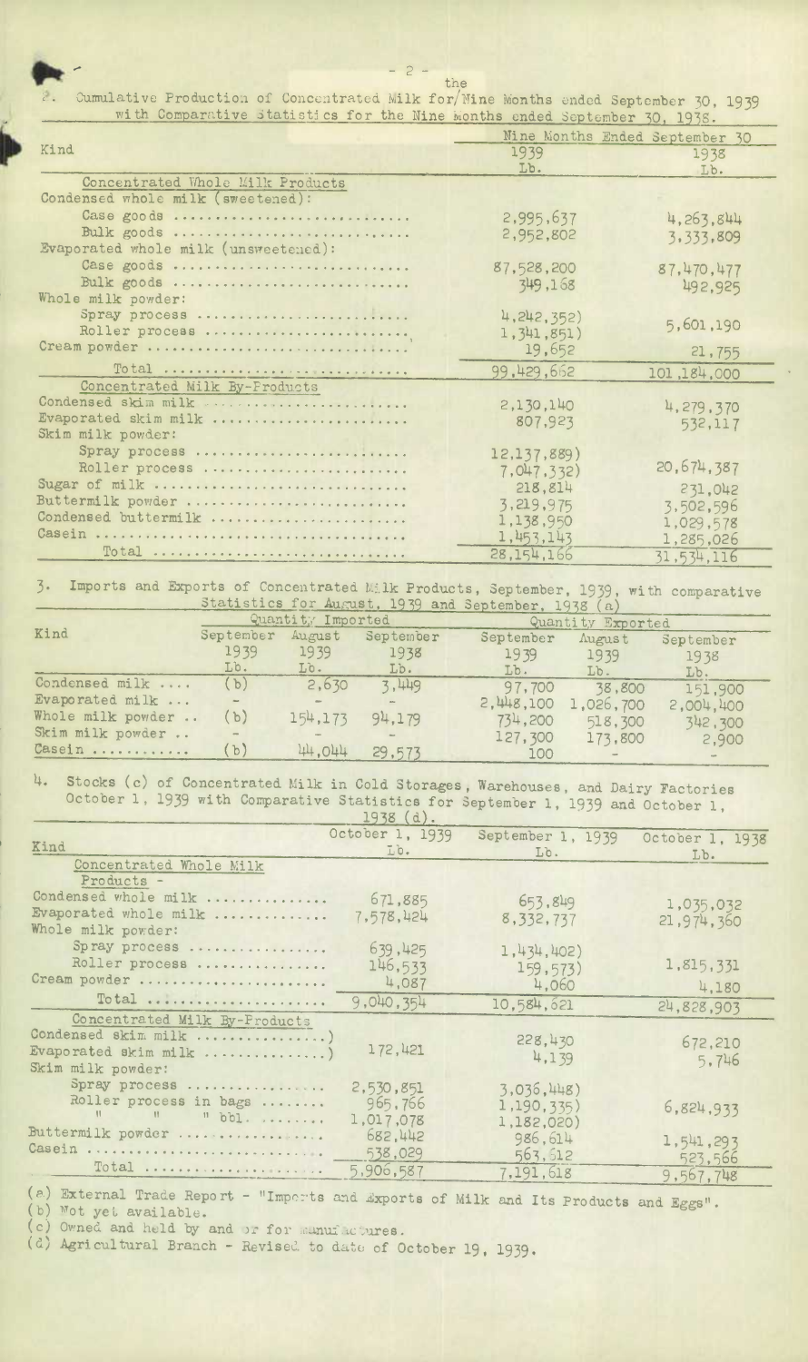2. Cumulative Production of Concentrated Milk for the Nine Months ended September 30, 1939 with Comparative Statistics for the Nine Months ended September 30, 1938.

| Kind | Nine Months Ended September 30 | |
|---|---|---|
| | 1939 | 1938 |
| | Lb. | Lb. |
| **Concentrated Whole Milk Products** | | |
| Condensed whole milk (sweetened): | | |
| Case goods | 2,995,637 | 4,263,844 |
| Bulk goods | 2,952,802 | 3,333,809 |
| Evaporated whole milk (unsweetened): | | |
| Case goods | 87,528,200 | 87,470,477 |
| Bulk goods | 349,168 | 492,925 |
| Whole milk powder: | | |
| Spray process | 4,242,352) | 5,601,190 |
| Roller process | 1,341,851) | |
| Cream powder | 19,652 | 21,755 |
| Total | 99,429,662 | 101,184,000 |
| **Concentrated Milk By-Products** | | |
| Condensed skim milk | 2,130,140 | 4,279,370 |
| Evaporated skim milk | 807,923 | 532,117 |
| Skim milk powder: | | |
| Spray process | 12,137,889) | 20,674,387 |
| Roller process | 7,047,332) | |
| Sugar of milk | 218,814 | 231,042 |
| Buttermilk powder | 3,219,975 | 3,502,596 |
| Condensed buttermilk | 1,138,950 | 1,029,578 |
| Casein | 1,453,143 | 1,285,026 |
| Total | 28,154,166 | 31,534,116 |

3. Imports and Exports of Concentrated Milk Products, September, 1939, with comparative Statistics for August, 1939 and September, 1938 (a)

| Kind | Quantity Imported | | | Quantity Exported | | |
|---|---|---|---|---|---|---|
| | September 1939 | August 1939 | September 1938 | September 1939 | August 1939 | September 1938 |
| | Lb. | Lb. | Lb. | Lb. | Lb. | Lb. |
| Condensed milk | (b) | 2,630 | 3,449 | 97,700 | 38,800 | 151,900 |
| Evaporated milk | - | - | - | 2,448,100 | 1,026,700 | 2,004,400 |
| Whole milk powder | (b) | 154,173 | 94,179 | 734,200 | 518,300 | 342,300 |
| Skim milk powder | - | - | - | 127,300 | 173,800 | 2,900 |
| Casein | (b) | 44,044 | 29,573 | 100 | - | - |

4. Stocks (c) of Concentrated Milk in Cold Storages, Warehouses, and Dairy Factories October 1, 1939 with Comparative Statistics for September 1, 1939 and October 1, 1938 (d).

| Kind | October 1, 1939 | September 1, 1939 | October 1, 1938 |
|---|---|---|---|
| | Lb. | Lb. | Lb. |
| **Concentrated Whole Milk Products -** | | | |
| Condensed whole milk | 671,885 | 653,849 | 1,035,032 |
| Evaporated whole milk | 7,578,424 | 8,332,737 | 21,974,360 |
| Whole milk powder: | | | |
| Spray process | 639,425 | 1,434,402) | 1,815,331 |
| Roller process | 146,533 | 159,573) | |
| Cream powder | 4,087 | 4,060 | 4,180 |
| Total | 9,040,354 | 10,584,621 | 24,828,903 |
| **Concentrated Milk By-Products** | | | |
| Condensed skim milk ) | 172,421 | 228,430 | 672,210 |
| Evaporated skim milk ) | | 4,139 | 5,746 |
| Skim milk powder: | | | |
| Spray process | 2,530,851 | 3,036,448) | 6,824,933 |
| Roller process in bags | 965,766 | 1,190,335) | |
| " " " bbl. | 1,017,078 | 1,182,020) | |
| Buttermilk powder | 682,442 | 986,614 | 1,541,293 |
| Casein | 538,029 | 563,612 | 523,566 |
| Total | 5,906,587 | 7,191,618 | 9,567,748 |

(a) External Trade Report - "Imports and Exports of Milk and Its Products and Eggs".
(b) Not yet available.
(c) Owned and held by and or for manufactures.
(d) Agricultural Branch - Revised to date of October 19, 1939.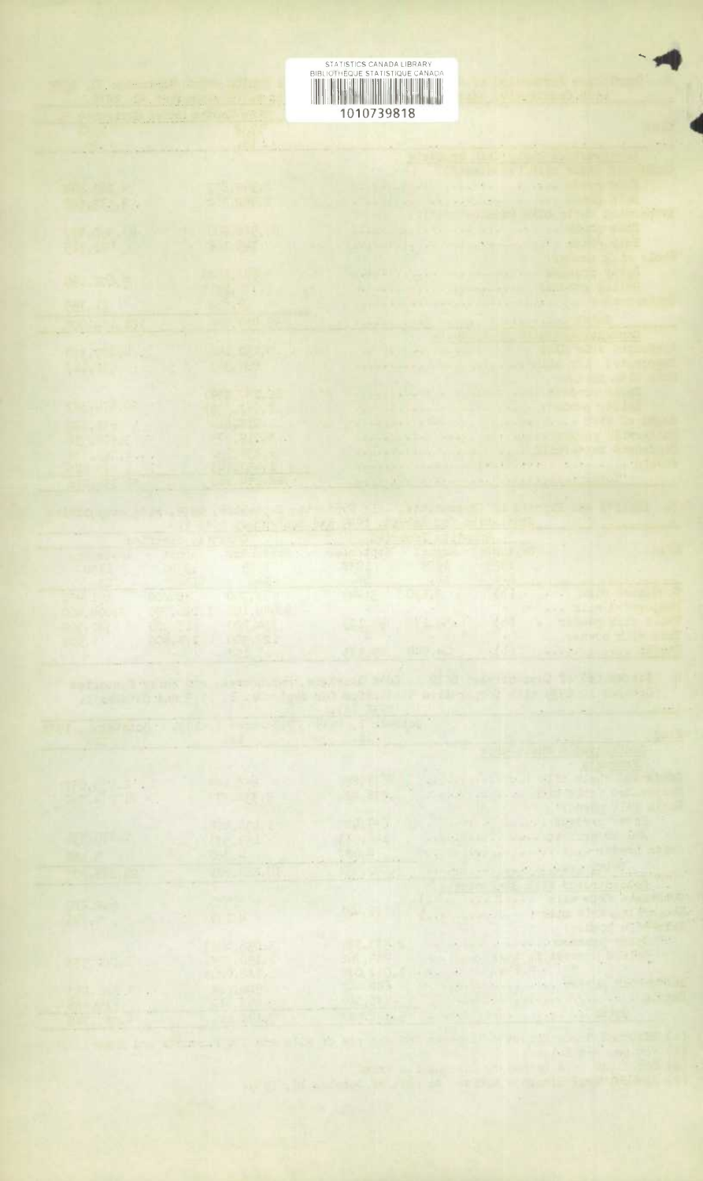STATISTICS CANADA LIBRARY
BIBLIOTHEQUE STATISTIQUE CANADA

1010739818